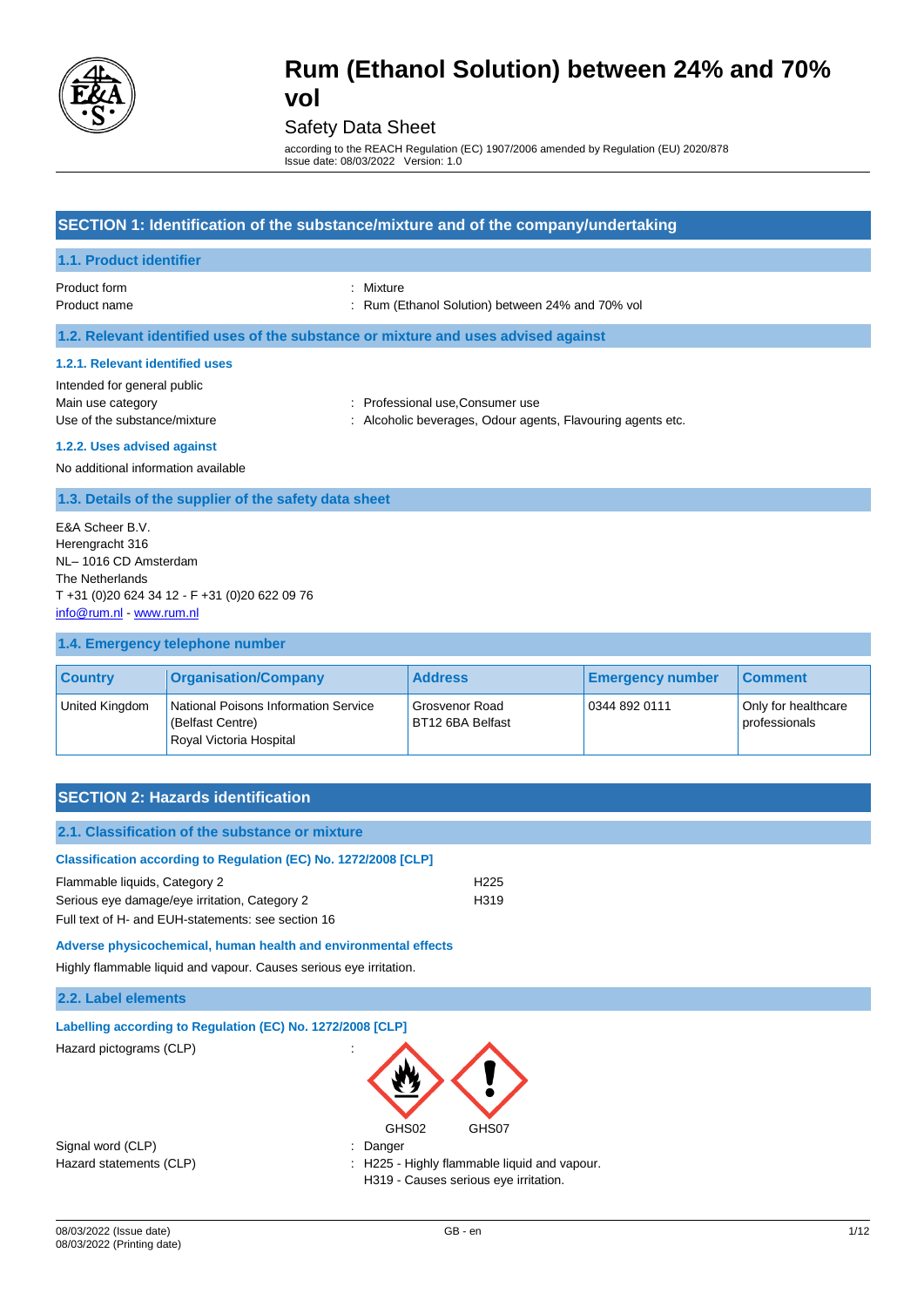# Rum (Ethanol Solution) between 24% and 70% vol

Safety Data Sheet

according to the REACH Regulation (EC) 1907/2006 amended by Regulation (EU) 2020/878
Issue date: 08/03/2022 Version: 1.0

## SECTION 1: Identification of the substance/mixture and of the company/undertaking

### 1.1. Product identifier

Product form : Mixture
Product name : Rum (Ethanol Solution) between 24% and 70% vol

### 1.2. Relevant identified uses of the substance or mixture and uses advised against

#### 1.2.1. Relevant identified uses

Intended for general public
Main use category : Professional use,Consumer use
Use of the substance/mixture : Alcoholic beverages, Odour agents, Flavouring agents etc.

#### 1.2.2. Uses advised against

No additional information available

### 1.3. Details of the supplier of the safety data sheet

E&A Scheer B.V.
Herengracht 316
NL– 1016 CD Amsterdam
The Netherlands
T +31 (0)20 624 34 12 - F +31 (0)20 622 09 76
info@rum.nl - www.rum.nl

### 1.4. Emergency telephone number

| Country | Organisation/Company | Address | Emergency number | Comment |
|---|---|---|---|---|
| United Kingdom | National Poisons Information Service (Belfast Centre) Royal Victoria Hospital | Grosvenor Road BT12 6BA Belfast | 0344 892 0111 | Only for healthcare professionals |

## SECTION 2: Hazards identification

### 2.1. Classification of the substance or mixture

#### Classification according to Regulation (EC) No. 1272/2008 [CLP]

| | |
|---|---|
| Flammable liquids, Category 2 | H225 |
| Serious eye damage/eye irritation, Category 2 | H319 |

Full text of H- and EUH-statements: see section 16

#### Adverse physicochemical, human health and environmental effects

Highly flammable liquid and vapour. Causes serious eye irritation.

### 2.2. Label elements

#### Labelling according to Regulation (EC) No. 1272/2008 [CLP]

Hazard pictograms (CLP) :

GHS02 GHS07

Signal word (CLP) : Danger
Hazard statements (CLP) : H225 - Highly flammable liquid and vapour.
H319 - Causes serious eye irritation.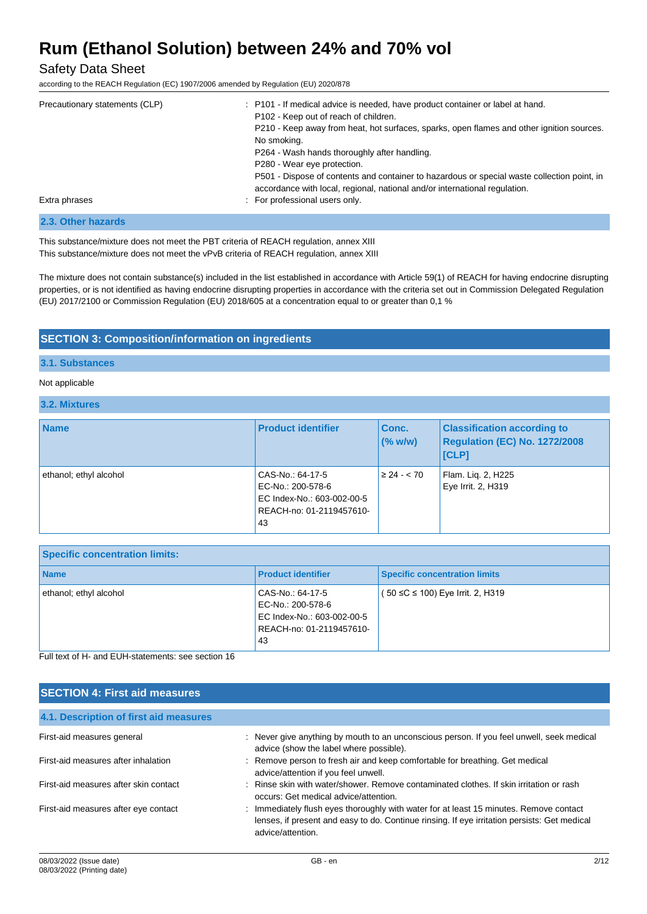| | |
|---|---|
| Precautionary statements (CLP) | : P101 - If medical advice is needed, have product container or label at hand.<br>P102 - Keep out of reach of children.<br>P210 - Keep away from heat, hot surfaces, sparks, open flames and other ignition sources. No smoking.<br>P264 - Wash hands thoroughly after handling.<br>P280 - Wear eye protection.<br>P501 - Dispose of contents and container to hazardous or special waste collection point, in accordance with local, regional, national and/or international regulation. |
| Extra phrases | : For professional users only. |

### 2.3. Other hazards

This substance/mixture does not meet the PBT criteria of REACH regulation, annex XIII
This substance/mixture does not meet the vPvB criteria of REACH regulation, annex XIII

The mixture does not contain substance(s) included in the list established in accordance with Article 59(1) of REACH for having endocrine disrupting properties, or is not identified as having endocrine disrupting properties in accordance with the criteria set out in Commission Delegated Regulation (EU) 2017/2100 or Commission Regulation (EU) 2018/605 at a concentration equal to or greater than 0,1 %

## SECTION 3: Composition/information on ingredients

### 3.1. Substances

Not applicable

### 3.2. Mixtures

| Name | Product identifier | Conc. (% w/w) | Classification according to Regulation (EC) No. 1272/2008 [CLP] |
|---|---|---|---|
| ethanol; ethyl alcohol | CAS-No.: 64-17-5<br>EC-No.: 200-578-6<br>EC Index-No.: 603-002-00-5<br>REACH-no: 01-2119457610-43 | ≥ 24 - < 70 | Flam. Liq. 2, H225<br>Eye Irrit. 2, H319 |

| Specific concentration limits: | | |
|---|---|---|
| **Name** | **Product identifier** | **Specific concentration limits** |
| ethanol; ethyl alcohol | CAS-No.: 64-17-5<br>EC-No.: 200-578-6<br>EC Index-No.: 603-002-00-5<br>REACH-no: 01-2119457610-43 | ( 50 ≤C ≤ 100) Eye Irrit. 2, H319 |

Full text of H- and EUH-statements: see section 16

## SECTION 4: First aid measures

### 4.1. Description of first aid measures

| | |
|---|---|
| First-aid measures general | : Never give anything by mouth to an unconscious person. If you feel unwell, seek medical advice (show the label where possible). |
| First-aid measures after inhalation | : Remove person to fresh air and keep comfortable for breathing. Get medical advice/attention if you feel unwell. |
| First-aid measures after skin contact | : Rinse skin with water/shower. Remove contaminated clothes. If skin irritation or rash occurs: Get medical advice/attention. |
| First-aid measures after eye contact | : Immediately flush eyes thoroughly with water for at least 15 minutes. Remove contact lenses, if present and easy to do. Continue rinsing. If eye irritation persists: Get medical advice/attention. |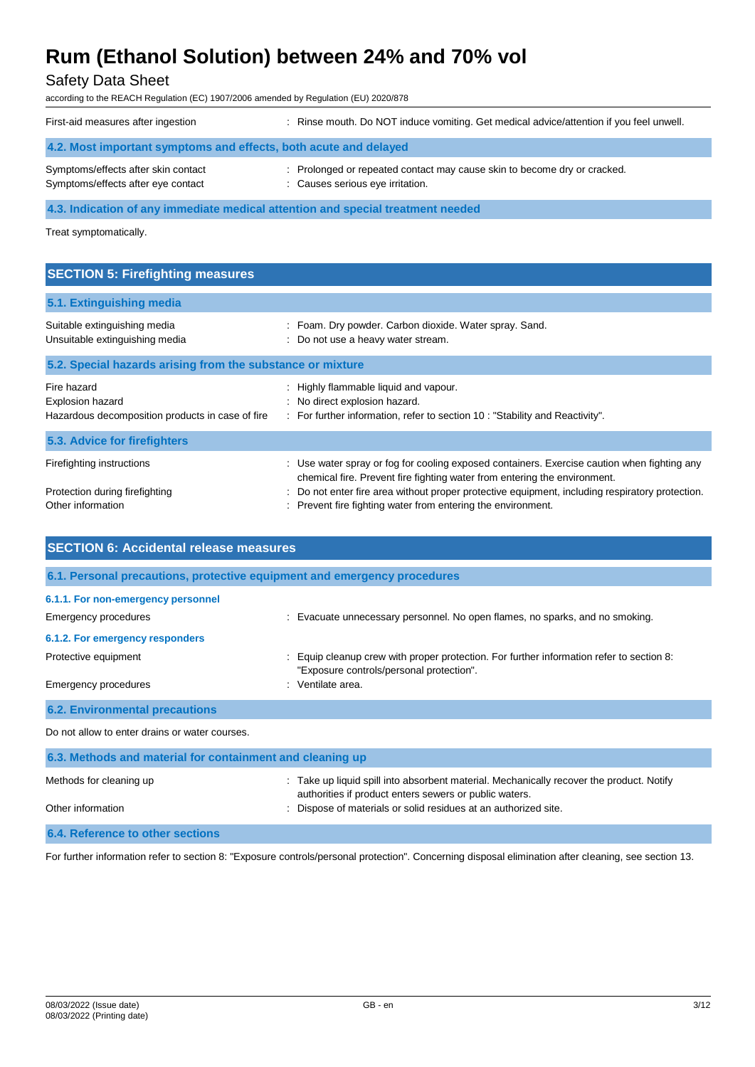First-aid measures after ingestion : Rinse mouth. Do NOT induce vomiting. Get medical advice/attention if you feel unwell.

### 4.2. Most important symptoms and effects, both acute and delayed

Symptoms/effects after skin contact : Prolonged or repeated contact may cause skin to become dry or cracked.

Symptoms/effects after eye contact : Causes serious eye irritation.

### 4.3. Indication of any immediate medical attention and special treatment needed

Treat symptomatically.

## SECTION 5: Firefighting measures

### 5.1. Extinguishing media

Suitable extinguishing media : Foam. Dry powder. Carbon dioxide. Water spray. Sand.

Unsuitable extinguishing media : Do not use a heavy water stream.

### 5.2. Special hazards arising from the substance or mixture

Fire hazard : Highly flammable liquid and vapour.

Explosion hazard : No direct explosion hazard.

Hazardous decomposition products in case of fire : For further information, refer to section 10 : "Stability and Reactivity".

### 5.3. Advice for firefighters

Firefighting instructions : Use water spray or fog for cooling exposed containers. Exercise caution when fighting any chemical fire. Prevent fire fighting water from entering the environment.

Protection during firefighting : Do not enter fire area without proper protective equipment, including respiratory protection.

Other information : Prevent fire fighting water from entering the environment.

## SECTION 6: Accidental release measures

### 6.1. Personal precautions, protective equipment and emergency procedures

#### 6.1.1. For non-emergency personnel

Emergency procedures : Evacuate unnecessary personnel. No open flames, no sparks, and no smoking.

#### 6.1.2. For emergency responders

Protective equipment : Equip cleanup crew with proper protection. For further information refer to section 8: "Exposure controls/personal protection".

Emergency procedures : Ventilate area.

### 6.2. Environmental precautions

Do not allow to enter drains or water courses.

### 6.3. Methods and material for containment and cleaning up

Methods for cleaning up : Take up liquid spill into absorbent material. Mechanically recover the product. Notify authorities if product enters sewers or public waters.

Other information : Dispose of materials or solid residues at an authorized site.

### 6.4. Reference to other sections

For further information refer to section 8: "Exposure controls/personal protection". Concerning disposal elimination after cleaning, see section 13.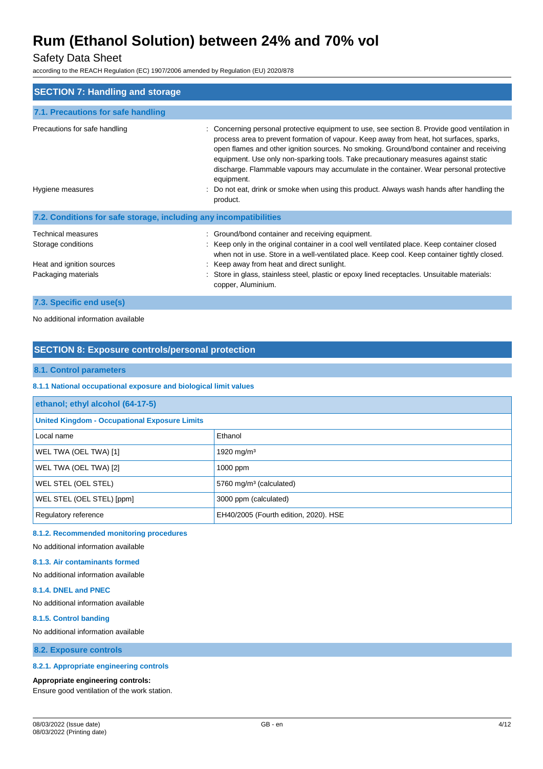## SECTION 7: Handling and storage

### 7.1. Precautions for safe handling

Precautions for safe handling : Concerning personal protective equipment to use, see section 8. Provide good ventilation in process area to prevent formation of vapour. Keep away from heat, hot surfaces, sparks, open flames and other ignition sources. No smoking. Ground/bond container and receiving equipment. Use only non-sparking tools. Take precautionary measures against static discharge. Flammable vapours may accumulate in the container. Wear personal protective equipment.

Hygiene measures : Do not eat, drink or smoke when using this product. Always wash hands after handling the product.

### 7.2. Conditions for safe storage, including any incompatibilities

Technical measures : Ground/bond container and receiving equipment.

Storage conditions : Keep only in the original container in a cool well ventilated place. Keep container closed when not in use. Store in a well-ventilated place. Keep cool. Keep container tightly closed.

Heat and ignition sources : Keep away from heat and direct sunlight.

Packaging materials : Store in glass, stainless steel, plastic or epoxy lined receptacles. Unsuitable materials: copper, Aluminium.

### 7.3. Specific end use(s)

No additional information available

## SECTION 8: Exposure controls/personal protection

### 8.1. Control parameters

#### 8.1.1 National occupational exposure and biological limit values

| ethanol; ethyl alcohol (64-17-5) | |
|---|---|
| **United Kingdom - Occupational Exposure Limits** | |
| Local name | Ethanol |
| WEL TWA (OEL TWA) [1] | 1920 mg/m³ |
| WEL TWA (OEL TWA) [2] | 1000 ppm |
| WEL STEL (OEL STEL) | 5760 mg/m³ (calculated) |
| WEL STEL (OEL STEL) [ppm] | 3000 ppm (calculated) |
| Regulatory reference | EH40/2005 (Fourth edition, 2020). HSE |

#### 8.1.2. Recommended monitoring procedures

No additional information available

#### 8.1.3. Air contaminants formed

No additional information available

#### 8.1.4. DNEL and PNEC

No additional information available

#### 8.1.5. Control banding

No additional information available

### 8.2. Exposure controls

#### 8.2.1. Appropriate engineering controls

**Appropriate engineering controls:**

Ensure good ventilation of the work station.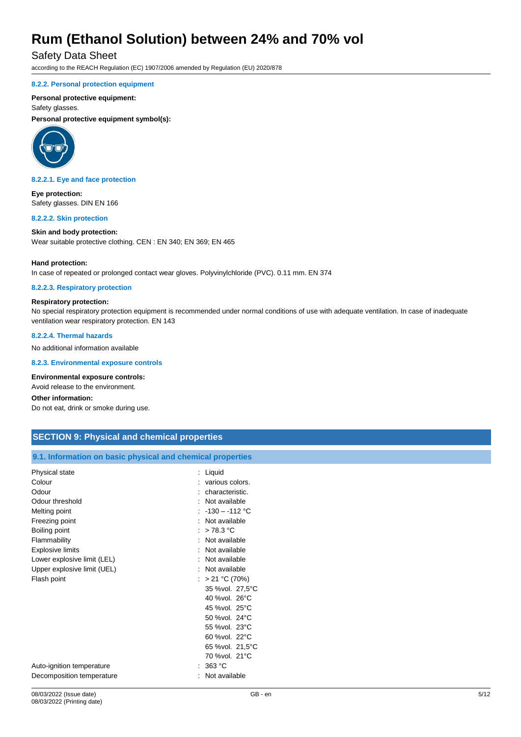#### 8.2.2. Personal protection equipment

**Personal protective equipment:**

Safety glasses.

**Personal protective equipment symbol(s):**

#### 8.2.2.1. Eye and face protection

**Eye protection:**

Safety glasses. DIN EN 166

#### 8.2.2.2. Skin protection

**Skin and body protection:**

Wear suitable protective clothing. CEN : EN 340; EN 369; EN 465

**Hand protection:**

In case of repeated or prolonged contact wear gloves. Polyvinylchloride (PVC). 0.11 mm. EN 374

#### 8.2.2.3. Respiratory protection

**Respiratory protection:**

No special respiratory protection equipment is recommended under normal conditions of use with adequate ventilation. In case of inadequate ventilation wear respiratory protection. EN 143

#### 8.2.2.4. Thermal hazards

No additional information available

#### 8.2.3. Environmental exposure controls

**Environmental exposure controls:**

Avoid release to the environment.

**Other information:**

Do not eat, drink or smoke during use.

## SECTION 9: Physical and chemical properties

### 9.1. Information on basic physical and chemical properties

| Property | Value |
|---|---|
| Physical state | : Liquid |
| Colour | : various colors. |
| Odour | : characteristic. |
| Odour threshold | : Not available |
| Melting point | : -130 – -112 °C |
| Freezing point | : Not available |
| Boiling point | : > 78.3 °C |
| Flammability | : Not available |
| Explosive limits | : Not available |
| Lower explosive limit (LEL) | : Not available |
| Upper explosive limit (UEL) | : Not available |
| Flash point | : > 21 °C (70%)<br>35 %vol. 27,5°C<br>40 %vol. 26°C<br>45 %vol. 25°C<br>50 %vol. 24°C<br>55 %vol. 23°C<br>60 %vol. 22°C<br>65 %vol. 21,5°C<br>70 %vol. 21°C |
| Auto-ignition temperature | : 363 °C |
| Decomposition temperature | : Not available |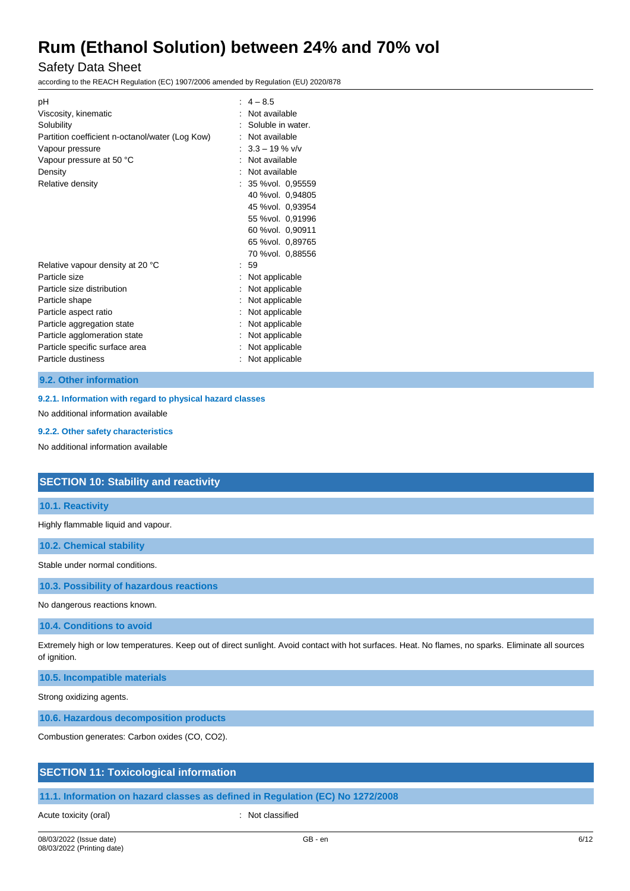| | |
|---|---|
| pH | : 4 – 8.5 |
| Viscosity, kinematic | : Not available |
| Solubility | : Soluble in water. |
| Partition coefficient n-octanol/water (Log Kow) | : Not available |
| Vapour pressure | : 3.3 – 19 % v/v |
| Vapour pressure at 50 °C | : Not available |
| Density | : Not available |
| Relative density | : 35 %vol. 0,95559<br>40 %vol. 0,94805<br>45 %vol. 0,93954<br>55 %vol. 0,91996<br>60 %vol. 0,90911<br>65 %vol. 0,89765<br>70 %vol. 0,88556 |
| Relative vapour density at 20 °C | : 59 |
| Particle size | : Not applicable |
| Particle size distribution | : Not applicable |
| Particle shape | : Not applicable |
| Particle aspect ratio | : Not applicable |
| Particle aggregation state | : Not applicable |
| Particle agglomeration state | : Not applicable |
| Particle specific surface area | : Not applicable |
| Particle dustiness | : Not applicable |

### 9.2. Other information

#### 9.2.1. Information with regard to physical hazard classes

No additional information available

#### 9.2.2. Other safety characteristics

No additional information available

## SECTION 10: Stability and reactivity

### 10.1. Reactivity

Highly flammable liquid and vapour.

### 10.2. Chemical stability

Stable under normal conditions.

### 10.3. Possibility of hazardous reactions

No dangerous reactions known.

### 10.4. Conditions to avoid

Extremely high or low temperatures. Keep out of direct sunlight. Avoid contact with hot surfaces. Heat. No flames, no sparks. Eliminate all sources of ignition.

### 10.5. Incompatible materials

Strong oxidizing agents.

### 10.6. Hazardous decomposition products

Combustion generates: Carbon oxides (CO, $CO_2$).

## SECTION 11: Toxicological information

### 11.1. Information on hazard classes as defined in Regulation (EC) No 1272/2008

| | |
|---|---|
| Acute toxicity (oral) | : Not classified |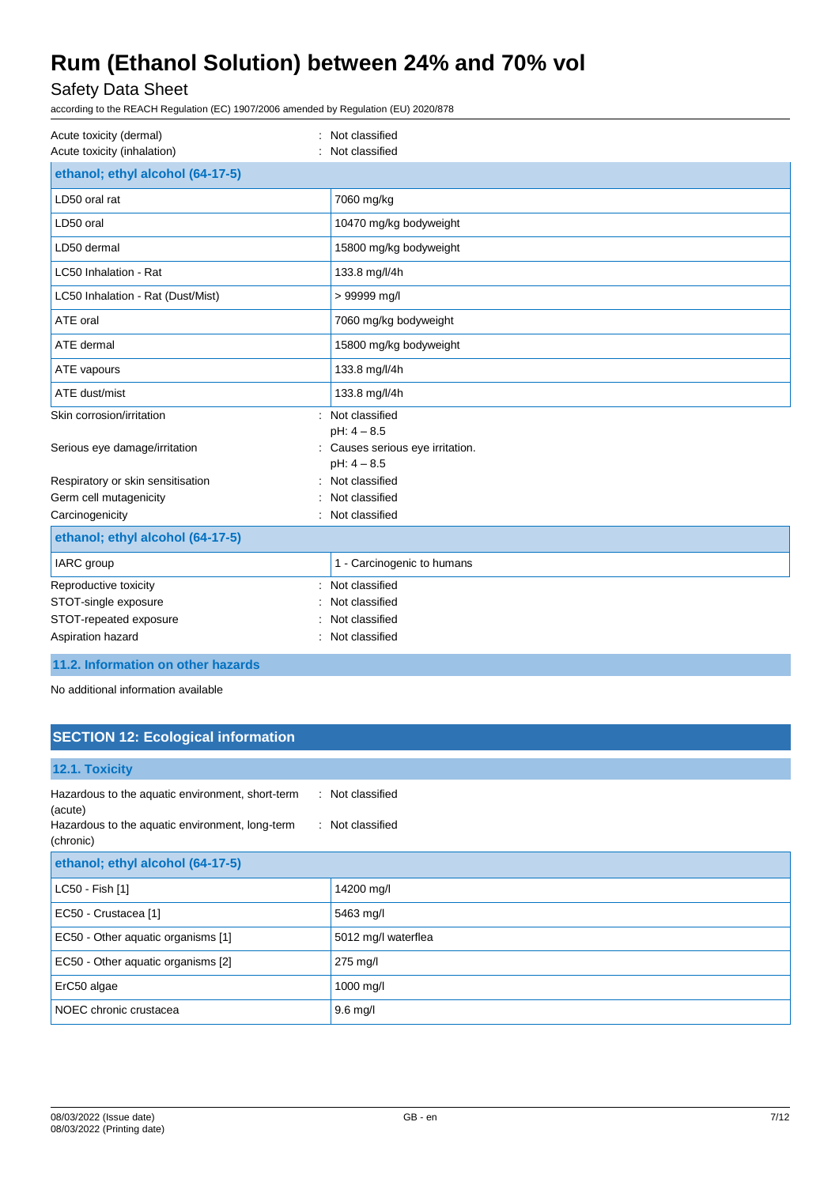Acute toxicity (dermal) : Not classified
Acute toxicity (inhalation) : Not classified

| ethanol; ethyl alcohol (64-17-5) | |
|---|---|
| LD50 oral rat | 7060 mg/kg |
| LD50 oral | 10470 mg/kg bodyweight |
| LD50 dermal | 15800 mg/kg bodyweight |
| LC50 Inhalation - Rat | 133.8 mg/l/4h |
| LC50 Inhalation - Rat (Dust/Mist) | > 99999 mg/l |
| ATE oral | 7060 mg/kg bodyweight |
| ATE dermal | 15800 mg/kg bodyweight |
| ATE vapours | 133.8 mg/l/4h |
| ATE dust/mist | 133.8 mg/l/4h |

Skin corrosion/irritation : Not classified
pH: 4 – 8.5
Serious eye damage/irritation : Causes serious eye irritation.
pH: 4 – 8.5
Respiratory or skin sensitisation : Not classified
Germ cell mutagenicity : Not classified
Carcinogenicity : Not classified

| ethanol; ethyl alcohol (64-17-5) | |
|---|---|
| IARC group | 1 - Carcinogenic to humans |

Reproductive toxicity : Not classified
STOT-single exposure : Not classified
STOT-repeated exposure : Not classified
Aspiration hazard : Not classified

### 11.2. Information on other hazards

No additional information available

## SECTION 12: Ecological information

### 12.1. Toxicity

Hazardous to the aquatic environment, short-term (acute) : Not classified
Hazardous to the aquatic environment, long-term (chronic) : Not classified

| ethanol; ethyl alcohol (64-17-5) | |
|---|---|
| LC50 - Fish [1] | 14200 mg/l |
| EC50 - Crustacea [1] | 5463 mg/l |
| EC50 - Other aquatic organisms [1] | 5012 mg/l waterflea |
| EC50 - Other aquatic organisms [2] | 275 mg/l |
| ErC50 algae | 1000 mg/l |
| NOEC chronic crustacea | 9.6 mg/l |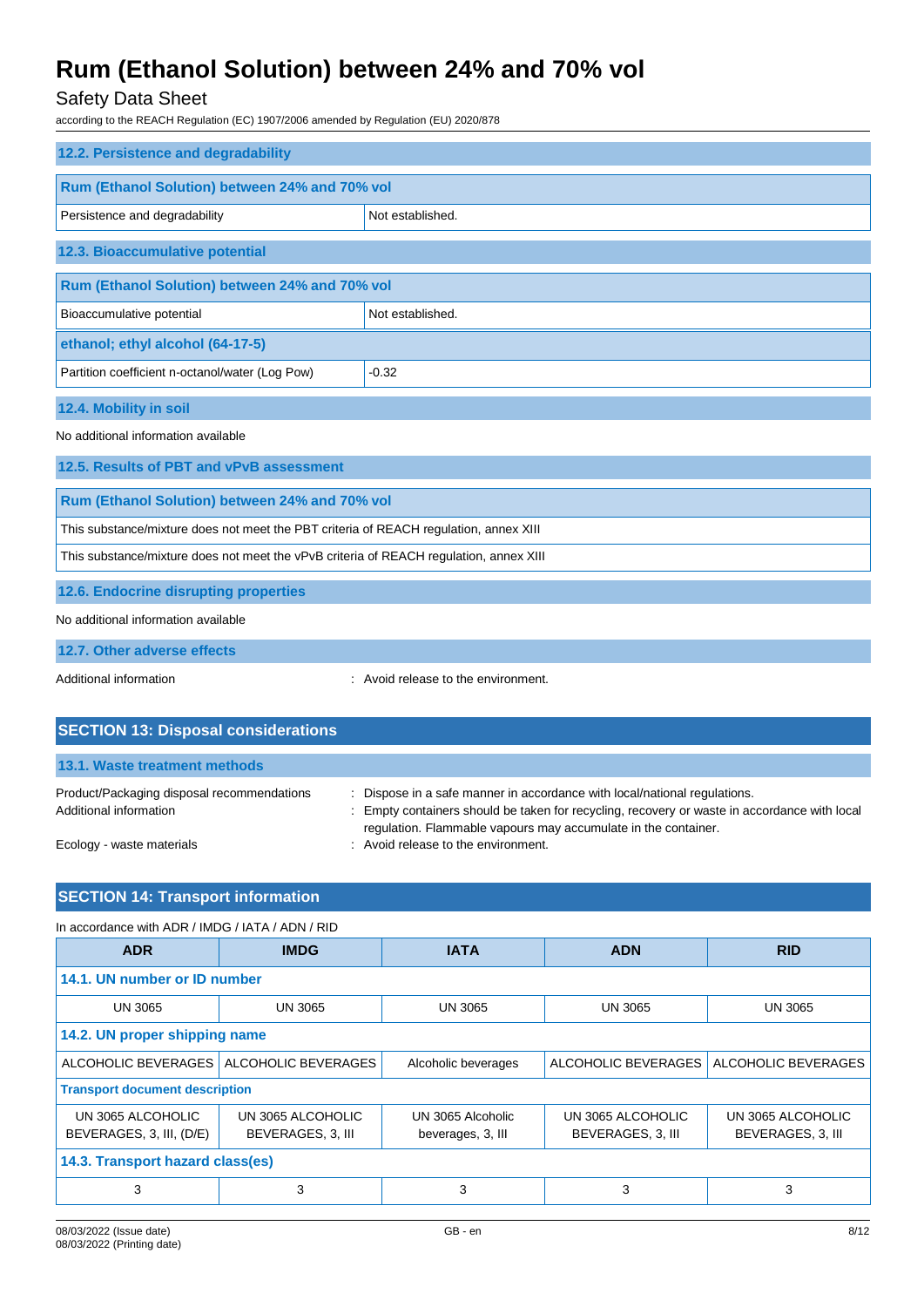### 12.2. Persistence and degradability

| Rum (Ethanol Solution) between 24% and 70% vol | |
|---|---|
| Persistence and degradability | Not established. |

### 12.3. Bioaccumulative potential

| Rum (Ethanol Solution) between 24% and 70% vol | |
|---|---|
| Bioaccumulative potential | Not established. |
| **ethanol; ethyl alcohol (64-17-5)** | |
| Partition coefficient n-octanol/water (Log Pow) | -0.32 |

### 12.4. Mobility in soil

No additional information available

### 12.5. Results of PBT and vPvB assessment

| Rum (Ethanol Solution) between 24% and 70% vol |
|---|
| This substance/mixture does not meet the PBT criteria of REACH regulation, annex XIII |
| This substance/mixture does not meet the vPvB criteria of REACH regulation, annex XIII |

### 12.6. Endocrine disrupting properties

No additional information available

### 12.7. Other adverse effects

Additional information : Avoid release to the environment.

## SECTION 13: Disposal considerations

### 13.1. Waste treatment methods

Product/Packaging disposal recommendations : Dispose in a safe manner in accordance with local/national regulations.

Additional information : Empty containers should be taken for recycling, recovery or waste in accordance with local regulation. Flammable vapours may accumulate in the container.

Ecology - waste materials : Avoid release to the environment.

## SECTION 14: Transport information

In accordance with ADR / IMDG / IATA / ADN / RID

| ADR | IMDG | IATA | ADN | RID |
|---|---|---|---|---|
| **14.1. UN number or ID number** | | | | |
| UN 3065 | UN 3065 | UN 3065 | UN 3065 | UN 3065 |
| **14.2. UN proper shipping name** | | | | |
| ALCOHOLIC BEVERAGES | ALCOHOLIC BEVERAGES | Alcoholic beverages | ALCOHOLIC BEVERAGES | ALCOHOLIC BEVERAGES |
| **Transport document description** | | | | |
| UN 3065 ALCOHOLIC BEVERAGES, 3, III, (D/E) | UN 3065 ALCOHOLIC BEVERAGES, 3, III | UN 3065 Alcoholic beverages, 3, III | UN 3065 ALCOHOLIC BEVERAGES, 3, III | UN 3065 ALCOHOLIC BEVERAGES, 3, III |
| **14.3. Transport hazard class(es)** | | | | |
| 3 | 3 | 3 | 3 | 3 |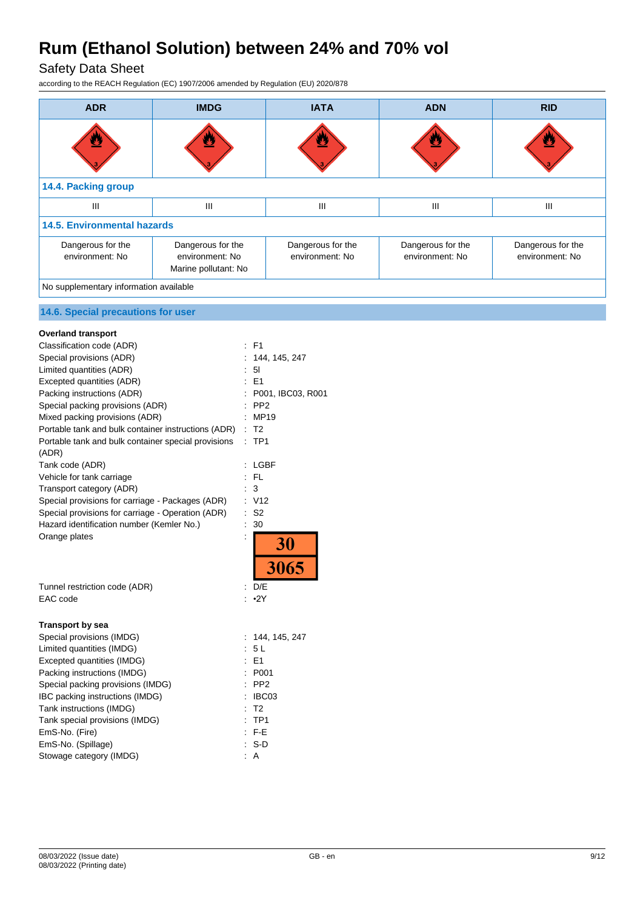| ADR | IMDG | IATA | ADN | RID |
|---|---|---|---|---|
| | | | | |
| **14.4. Packing group** | | | | |
| III | III | III | III | III |
| **14.5. Environmental hazards** | | | | |
| Dangerous for the environment: No | Dangerous for the environment: No<br>Marine pollutant: No | Dangerous for the environment: No | Dangerous for the environment: No | Dangerous for the environment: No |
| No supplementary information available | | | | |

## 14.6. Special precautions for user

**Overland transport**

| | |
|---|---|
| Classification code (ADR) | : F1 |
| Special provisions (ADR) | : 144, 145, 247 |
| Limited quantities (ADR) | : 5l |
| Excepted quantities (ADR) | : E1 |
| Packing instructions (ADR) | : P001, IBC03, R001 |
| Special packing provisions (ADR) | : PP2 |
| Mixed packing provisions (ADR) | : MP19 |
| Portable tank and bulk container instructions (ADR) | : T2 |
| Portable tank and bulk container special provisions (ADR) | : TP1 |
| Tank code (ADR) | : LGBF |
| Vehicle for tank carriage | : FL |
| Transport category (ADR) | : 3 |
| Special provisions for carriage - Packages (ADR) | : V12 |
| Special provisions for carriage - Operation (ADR) | : S2 |
| Hazard identification number (Kemler No.) | : 30 |
| Orange plates | : 30 / 3065 |
| Tunnel restriction code (ADR) | : D/E |
| EAC code | : •2Y |

**Transport by sea**

| | |
|---|---|
| Special provisions (IMDG) | : 144, 145, 247 |
| Limited quantities (IMDG) | : 5 L |
| Excepted quantities (IMDG) | : E1 |
| Packing instructions (IMDG) | : P001 |
| Special packing provisions (IMDG) | : PP2 |
| IBC packing instructions (IMDG) | : IBC03 |
| Tank instructions (IMDG) | : T2 |
| Tank special provisions (IMDG) | : TP1 |
| EmS-No. (Fire) | : F-E |
| EmS-No. (Spillage) | : S-D |
| Stowage category (IMDG) | : A |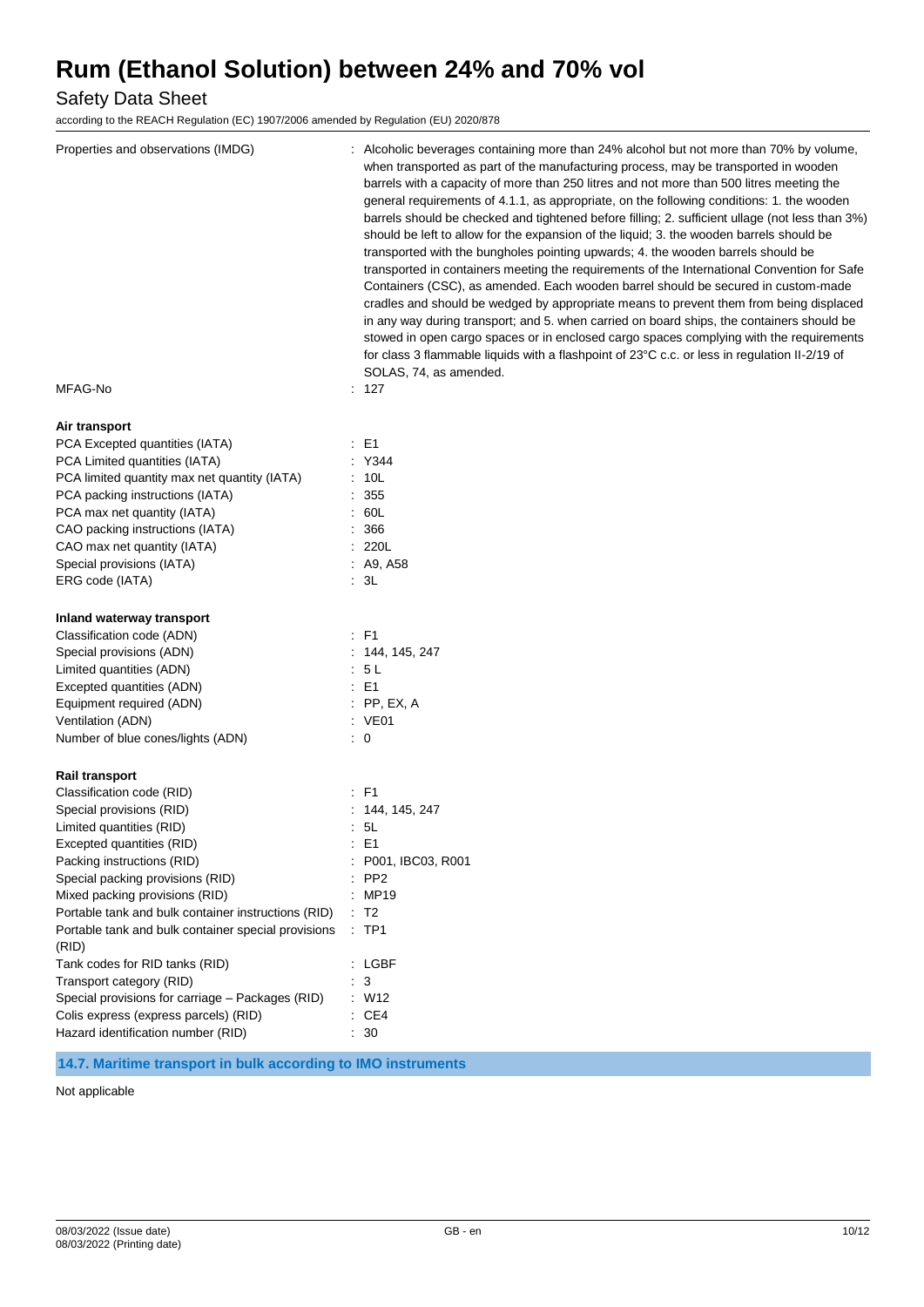| | |
|---|---|
| Properties and observations (IMDG) | : Alcoholic beverages containing more than 24% alcohol but not more than 70% by volume, when transported as part of the manufacturing process, may be transported in wooden barrels with a capacity of more than 250 litres and not more than 500 litres meeting the general requirements of 4.1.1, as appropriate, on the following conditions: 1. the wooden barrels should be checked and tightened before filling; 2. sufficient ullage (not less than 3%) should be left to allow for the expansion of the liquid; 3. the wooden barrels should be transported with the bungholes pointing upwards; 4. the wooden barrels should be transported in containers meeting the requirements of the International Convention for Safe Containers (CSC), as amended. Each wooden barrel should be secured in custom-made cradles and should be wedged by appropriate means to prevent them from being displaced in any way during transport; and 5. when carried on board ships, the containers should be stowed in open cargo spaces or in enclosed cargo spaces complying with the requirements for class 3 flammable liquids with a flashpoint of 23°C c.c. or less in regulation II-2/19 of SOLAS, 74, as amended. |
| MFAG-No | : 127 |

**Air transport**

| | |
|---|---|
| PCA Excepted quantities (IATA) | : E1 |
| PCA Limited quantities (IATA) | : Y344 |
| PCA limited quantity max net quantity (IATA) | : 10L |
| PCA packing instructions (IATA) | : 355 |
| PCA max net quantity (IATA) | : 60L |
| CAO packing instructions (IATA) | : 366 |
| CAO max net quantity (IATA) | : 220L |
| Special provisions (IATA) | : A9, A58 |
| ERG code (IATA) | : 3L |

**Inland waterway transport**

| | |
|---|---|
| Classification code (ADN) | : F1 |
| Special provisions (ADN) | : 144, 145, 247 |
| Limited quantities (ADN) | : 5 L |
| Excepted quantities (ADN) | : E1 |
| Equipment required (ADN) | : PP, EX, A |
| Ventilation (ADN) | : VE01 |
| Number of blue cones/lights (ADN) | : 0 |

**Rail transport**

| | |
|---|---|
| Classification code (RID) | : F1 |
| Special provisions (RID) | : 144, 145, 247 |
| Limited quantities (RID) | : 5L |
| Excepted quantities (RID) | : E1 |
| Packing instructions (RID) | : P001, IBC03, R001 |
| Special packing provisions (RID) | : PP2 |
| Mixed packing provisions (RID) | : MP19 |
| Portable tank and bulk container instructions (RID) | : T2 |
| Portable tank and bulk container special provisions (RID) | : TP1 |
| Tank codes for RID tanks (RID) | : LGBF |
| Transport category (RID) | : 3 |
| Special provisions for carriage – Packages (RID) | : W12 |
| Colis express (express parcels) (RID) | : CE4 |
| Hazard identification number (RID) | : 30 |

## 14.7. Maritime transport in bulk according to IMO instruments

Not applicable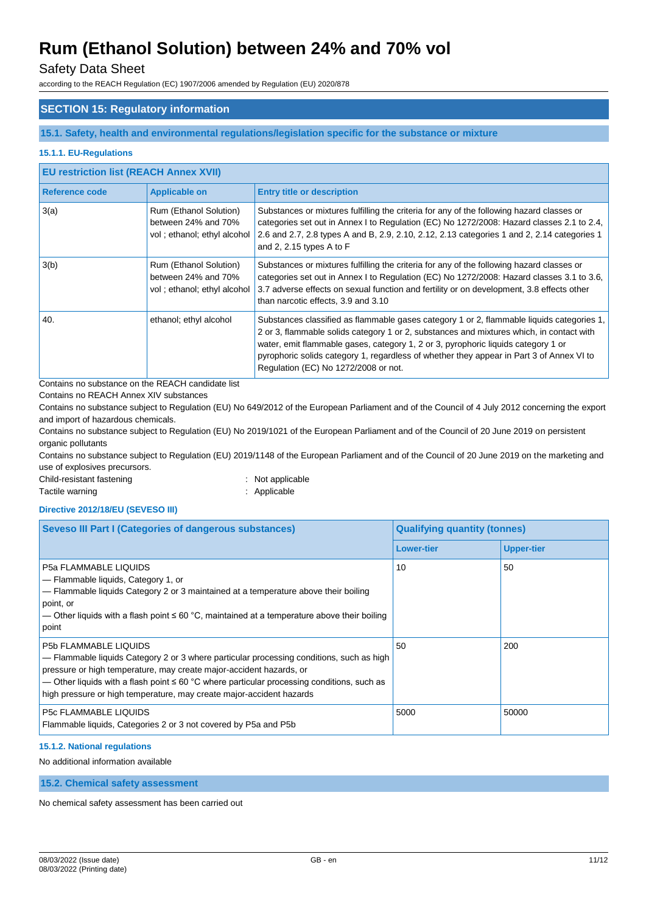## SECTION 15: Regulatory information

### 15.1. Safety, health and environmental regulations/legislation specific for the substance or mixture

#### 15.1.1. EU-Regulations

| EU restriction list (REACH Annex XVII) | | |
|---|---|---|
| **Reference code** | **Applicable on** | **Entry title or description** |
| 3(a) | Rum (Ethanol Solution) between 24% and 70% vol ; ethanol; ethyl alcohol | Substances or mixtures fulfilling the criteria for any of the following hazard classes or categories set out in Annex I to Regulation (EC) No 1272/2008: Hazard classes 2.1 to 2.4, 2.6 and 2.7, 2.8 types A and B, 2.9, 2.10, 2.12, 2.13 categories 1 and 2, 2.14 categories 1 and 2, 2.15 types A to F |
| 3(b) | Rum (Ethanol Solution) between 24% and 70% vol ; ethanol; ethyl alcohol | Substances or mixtures fulfilling the criteria for any of the following hazard classes or categories set out in Annex I to Regulation (EC) No 1272/2008: Hazard classes 3.1 to 3.6, 3.7 adverse effects on sexual function and fertility or on development, 3.8 effects other than narcotic effects, 3.9 and 3.10 |
| 40. | ethanol; ethyl alcohol | Substances classified as flammable gases category 1 or 2, flammable liquids categories 1, 2 or 3, flammable solids category 1 or 2, substances and mixtures which, in contact with water, emit flammable gases, category 1, 2 or 3, pyrophoric liquids category 1 or pyrophoric solids category 1, regardless of whether they appear in Part 3 of Annex VI to Regulation (EC) No 1272/2008 or not. |

Contains no substance on the REACH candidate list

Contains no REACH Annex XIV substances

Contains no substance subject to Regulation (EU) No 649/2012 of the European Parliament and of the Council of 4 July 2012 concerning the export and import of hazardous chemicals.

Contains no substance subject to Regulation (EU) No 2019/1021 of the European Parliament and of the Council of 20 June 2019 on persistent organic pollutants

Contains no substance subject to Regulation (EU) 2019/1148 of the European Parliament and of the Council of 20 June 2019 on the marketing and use of explosives precursors.

Child-resistant fastening : Not applicable

Tactile warning : Applicable

#### Directive 2012/18/EU (SEVESO III)

| Seveso III Part I (Categories of dangerous substances) | Qualifying quantity (tonnes) | |
|---|---|---|
| | **Lower-tier** | **Upper-tier** |
| P5a FLAMMABLE LIQUIDS<br>— Flammable liquids, Category 1, or<br>— Flammable liquids Category 2 or 3 maintained at a temperature above their boiling point, or<br>— Other liquids with a flash point ≤ 60 °C, maintained at a temperature above their boiling point | 10 | 50 |
| P5b FLAMMABLE LIQUIDS<br>— Flammable liquids Category 2 or 3 where particular processing conditions, such as high pressure or high temperature, may create major-accident hazards, or<br>— Other liquids with a flash point ≤ 60 °C where particular processing conditions, such as high pressure or high temperature, may create major-accident hazards | 50 | 200 |
| P5c FLAMMABLE LIQUIDS<br>Flammable liquids, Categories 2 or 3 not covered by P5a and P5b | 5000 | 50000 |

#### 15.1.2. National regulations

No additional information available

### 15.2. Chemical safety assessment

No chemical safety assessment has been carried out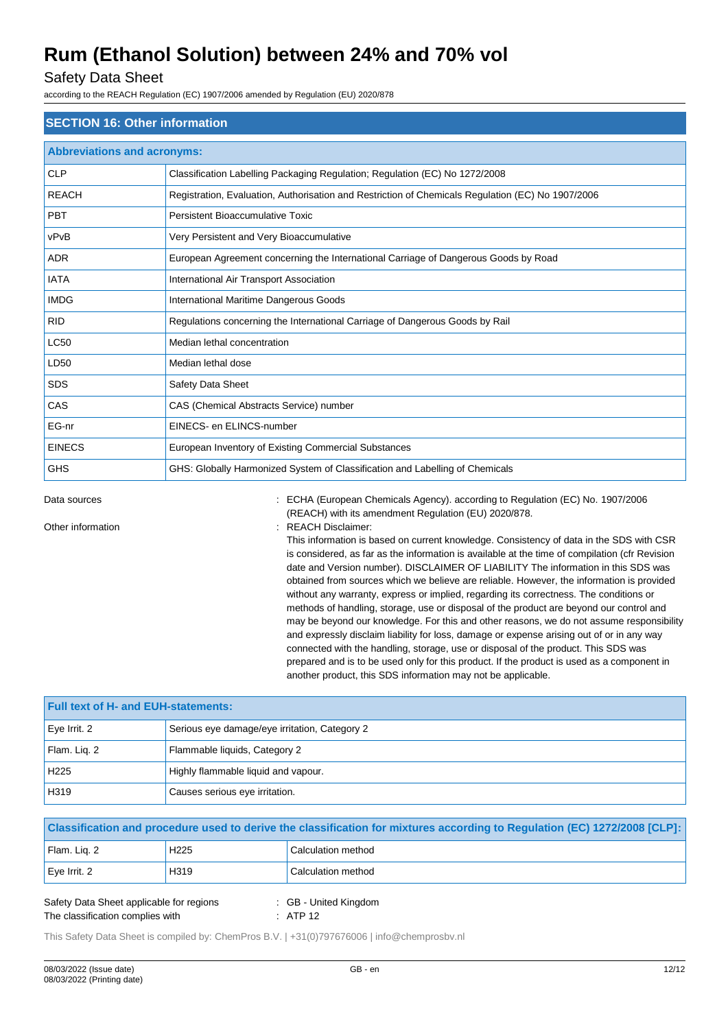# Rum (Ethanol Solution) between 24% and 70% vol

Safety Data Sheet

according to the REACH Regulation (EC) 1907/2006 amended by Regulation (EU) 2020/878

## SECTION 16: Other information

| Abbreviations and acronyms: | |
|---|---|
| CLP | Classification Labelling Packaging Regulation; Regulation (EC) No 1272/2008 |
| REACH | Registration, Evaluation, Authorisation and Restriction of Chemicals Regulation (EC) No 1907/2006 |
| PBT | Persistent Bioaccumulative Toxic |
| vPvB | Very Persistent and Very Bioaccumulative |
| ADR | European Agreement concerning the International Carriage of Dangerous Goods by Road |
| IATA | International Air Transport Association |
| IMDG | International Maritime Dangerous Goods |
| RID | Regulations concerning the International Carriage of Dangerous Goods by Rail |
| LC50 | Median lethal concentration |
| LD50 | Median lethal dose |
| SDS | Safety Data Sheet |
| CAS | CAS (Chemical Abstracts Service) number |
| EG-nr | EINECS- en ELINCS-number |
| EINECS | European Inventory of Existing Commercial Substances |
| GHS | GHS: Globally Harmonized System of Classification and Labelling of Chemicals |

Data sources : ECHA (European Chemicals Agency). according to Regulation (EC) No. 1907/2006 (REACH) with its amendment Regulation (EU) 2020/878.

Other information : REACH Disclaimer:
This information is based on current knowledge. Consistency of data in the SDS with CSR is considered, as far as the information is available at the time of compilation (cfr Revision date and Version number). DISCLAIMER OF LIABILITY The information in this SDS was obtained from sources which we believe are reliable. However, the information is provided without any warranty, express or implied, regarding its correctness. The conditions or methods of handling, storage, use or disposal of the product are beyond our control and may be beyond our knowledge. For this and other reasons, we do not assume responsibility and expressly disclaim liability for loss, damage or expense arising out of or in any way connected with the handling, storage, use or disposal of the product. This SDS was prepared and is to be used only for this product. If the product is used as a component in another product, this SDS information may not be applicable.

| Full text of H- and EUH-statements: | |
|---|---|
| Eye Irrit. 2 | Serious eye damage/eye irritation, Category 2 |
| Flam. Liq. 2 | Flammable liquids, Category 2 |
| H225 | Highly flammable liquid and vapour. |
| H319 | Causes serious eye irritation. |

| Classification and procedure used to derive the classification for mixtures according to Regulation (EC) 1272/2008 [CLP]: | | |
|---|---|---|
| Flam. Liq. 2 | H225 | Calculation method |
| Eye Irrit. 2 | H319 | Calculation method |

Safety Data Sheet applicable for regions : GB - United Kingdom

The classification complies with : ATP 12

This Safety Data Sheet is compiled by: ChemPros B.V. | +31(0)797676006 | info@chemprosbv.nl

08/03/2022 (Issue date)
08/03/2022 (Printing date)